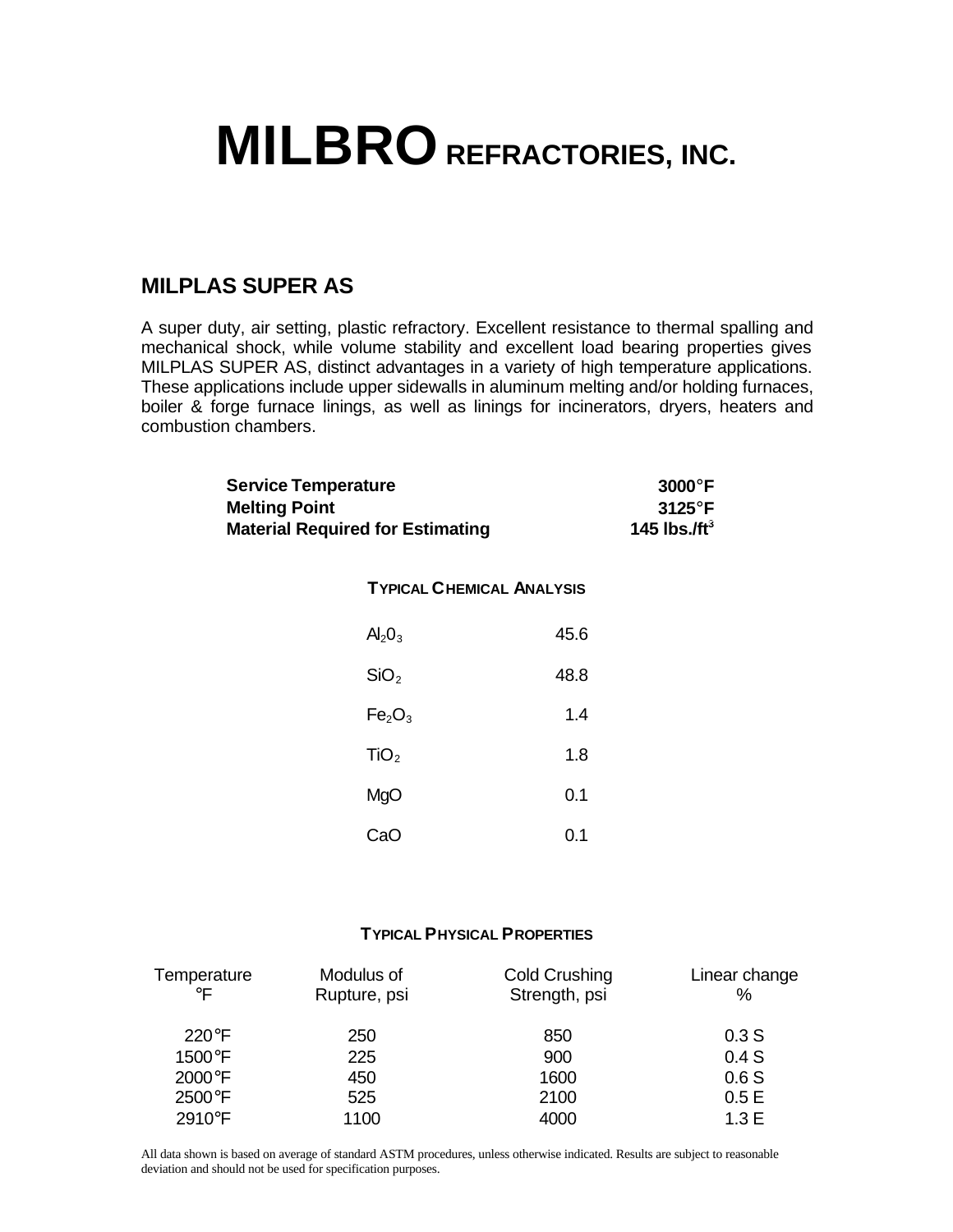# MILBRO REFRACTORIES, INC.

## MILPLAS SUPER AS

A super duty, air setting, plastic refractory. Excellent resistance to thermal spalling and mechanical shock, while volume stability and excellent load bearing properties gives MILPLAS SUPER AS, distinct advantages in a variety of high temperature applications. These applications include upper sidewalls in aluminum melting and/or holding furnaces, boiler & forge furnace linings, as well as linings for incinerators, dryers, heaters and combustion chambers.

| | |
|---|---|
| **Service Temperature** | **3000°F** |
| **Melting Point** | **3125°F** |
| **Material Required for Estimating** | **145 lbs./ft$^3$** |

### TYPICAL CHEMICAL ANALYSIS

| | |
|---|---|
| $Al_2O_3$ | 45.6 |
| $SiO_2$ | 48.8 |
| $Fe_2O_3$ | 1.4 |
| $TiO_2$ | 1.8 |
| MgO | 0.1 |
| CaO | 0.1 |

### TYPICAL PHYSICAL PROPERTIES

| Temperature °F | Modulus of Rupture, psi | Cold Crushing Strength, psi | Linear change % |
|---|---|---|---|
| 220°F | 250 | 850 | 0.3 S |
| 1500°F | 225 | 900 | 0.4 S |
| 2000°F | 450 | 1600 | 0.6 S |
| 2500°F | 525 | 2100 | 0.5 E |
| 2910°F | 1100 | 4000 | 1.3 E |

All data shown is based on average of standard ASTM procedures, unless otherwise indicated. Results are subject to reasonable deviation and should not be used for specification purposes.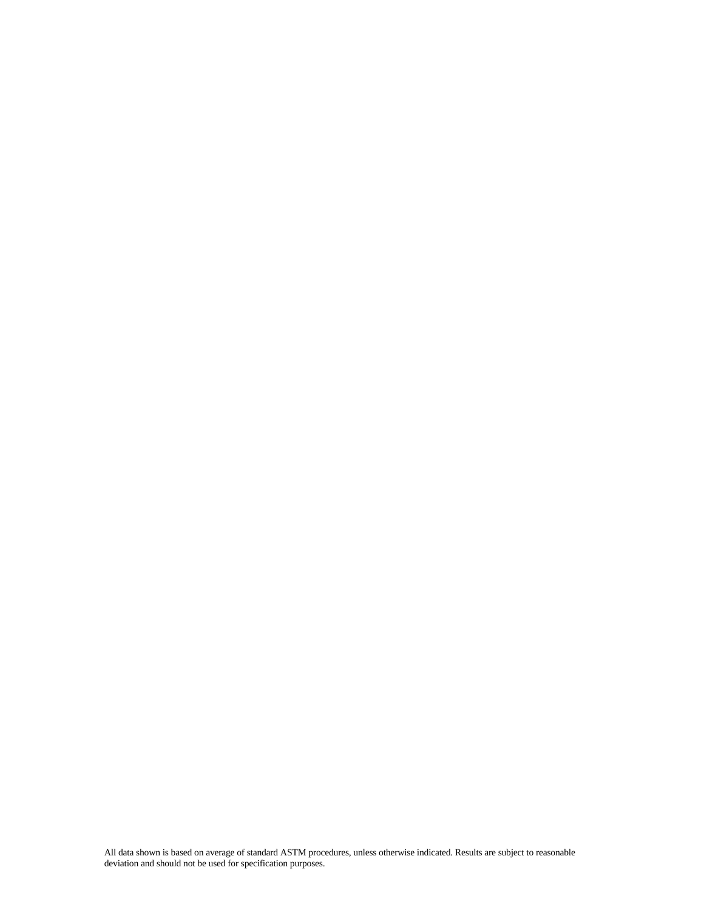All data shown is based on average of standard ASTM procedures, unless otherwise indicated. Results are subject to reasonable deviation and should not be used for specification purposes.